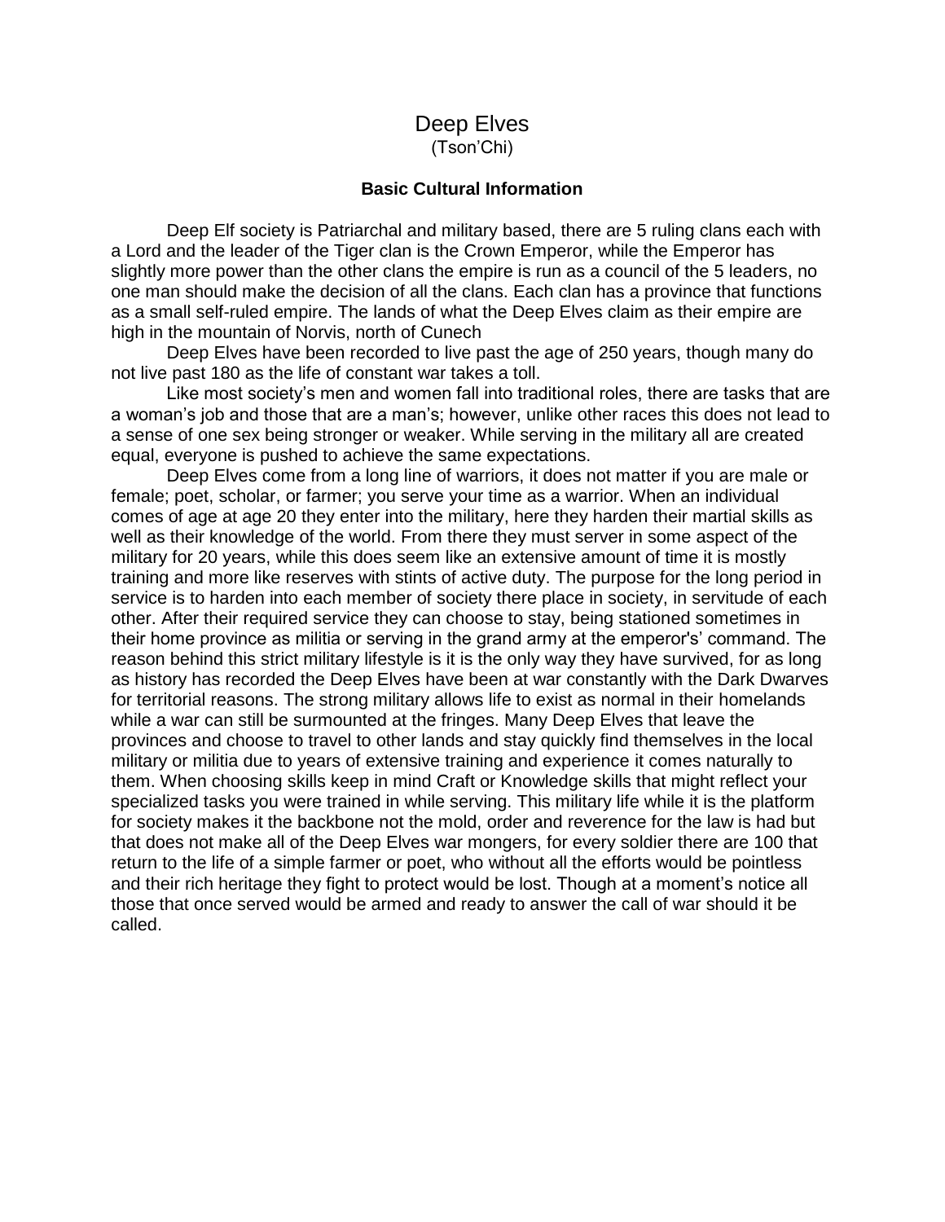# Deep Elves

(Tson'Chi)

### Basic Cultural Information

Deep Elf society is Patriarchal and military based, there are 5 ruling clans each with a Lord and the leader of the Tiger clan is the Crown Emperor, while the Emperor has slightly more power than the other clans the empire is run as a council of the 5 leaders, no one man should make the decision of all the clans. Each clan has a province that functions as a small self-ruled empire. The lands of what the Deep Elves claim as their empire are high in the mountain of Norvis, north of Cunech

Deep Elves have been recorded to live past the age of 250 years, though many do not live past 180 as the life of constant war takes a toll.

Like most society's men and women fall into traditional roles, there are tasks that are a woman's job and those that are a man's; however, unlike other races this does not lead to a sense of one sex being stronger or weaker. While serving in the military all are created equal, everyone is pushed to achieve the same expectations.

Deep Elves come from a long line of warriors, it does not matter if you are male or female; poet, scholar, or farmer; you serve your time as a warrior. When an individual comes of age at age 20 they enter into the military, here they harden their martial skills as well as their knowledge of the world. From there they must server in some aspect of the military for 20 years, while this does seem like an extensive amount of time it is mostly training and more like reserves with stints of active duty. The purpose for the long period in service is to harden into each member of society there place in society, in servitude of each other. After their required service they can choose to stay, being stationed sometimes in their home province as militia or serving in the grand army at the emperor's' command. The reason behind this strict military lifestyle is it is the only way they have survived, for as long as history has recorded the Deep Elves have been at war constantly with the Dark Dwarves for territorial reasons. The strong military allows life to exist as normal in their homelands while a war can still be surmounted at the fringes. Many Deep Elves that leave the provinces and choose to travel to other lands and stay quickly find themselves in the local military or militia due to years of extensive training and experience it comes naturally to them. When choosing skills keep in mind Craft or Knowledge skills that might reflect your specialized tasks you were trained in while serving. This military life while it is the platform for society makes it the backbone not the mold, order and reverence for the law is had but that does not make all of the Deep Elves war mongers, for every soldier there are 100 that return to the life of a simple farmer or poet, who without all the efforts would be pointless and their rich heritage they fight to protect would be lost. Though at a moment's notice all those that once served would be armed and ready to answer the call of war should it be called.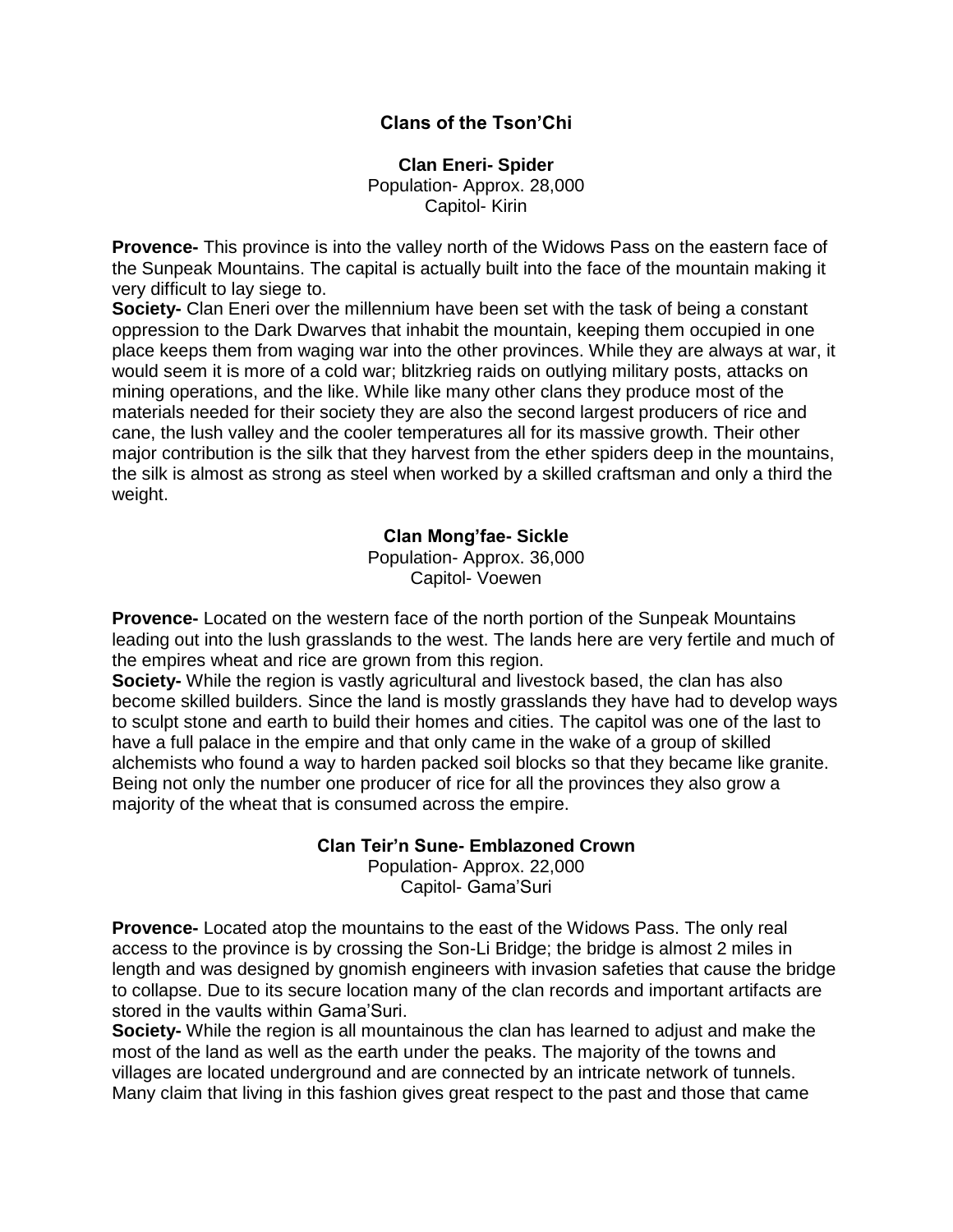# Clans of the Tson'Chi

## Clan Eneri- Spider

Population- Approx. 28,000
Capitol- Kirin

**Provence-** This province is into the valley north of the Widows Pass on the eastern face of the Sunpeak Mountains. The capital is actually built into the face of the mountain making it very difficult to lay siege to.

**Society-** Clan Eneri over the millennium have been set with the task of being a constant oppression to the Dark Dwarves that inhabit the mountain, keeping them occupied in one place keeps them from waging war into the other provinces. While they are always at war, it would seem it is more of a cold war; blitzkrieg raids on outlying military posts, attacks on mining operations, and the like. While like many other clans they produce most of the materials needed for their society they are also the second largest producers of rice and cane, the lush valley and the cooler temperatures all for its massive growth. Their other major contribution is the silk that they harvest from the ether spiders deep in the mountains, the silk is almost as strong as steel when worked by a skilled craftsman and only a third the weight.

## Clan Mong'fae- Sickle

Population- Approx. 36,000
Capitol- Voewen

**Provence-** Located on the western face of the north portion of the Sunpeak Mountains leading out into the lush grasslands to the west. The lands here are very fertile and much of the empires wheat and rice are grown from this region.

**Society-** While the region is vastly agricultural and livestock based, the clan has also become skilled builders. Since the land is mostly grasslands they have had to develop ways to sculpt stone and earth to build their homes and cities. The capitol was one of the last to have a full palace in the empire and that only came in the wake of a group of skilled alchemists who found a way to harden packed soil blocks so that they became like granite. Being not only the number one producer of rice for all the provinces they also grow a majority of the wheat that is consumed across the empire.

## Clan Teir'n Sune- Emblazoned Crown

Population- Approx. 22,000
Capitol- Gama'Suri

**Provence-** Located atop the mountains to the east of the Widows Pass. The only real access to the province is by crossing the Son-Li Bridge; the bridge is almost 2 miles in length and was designed by gnomish engineers with invasion safeties that cause the bridge to collapse. Due to its secure location many of the clan records and important artifacts are stored in the vaults within Gama'Suri.

**Society-** While the region is all mountainous the clan has learned to adjust and make the most of the land as well as the earth under the peaks. The majority of the towns and villages are located underground and are connected by an intricate network of tunnels. Many claim that living in this fashion gives great respect to the past and those that came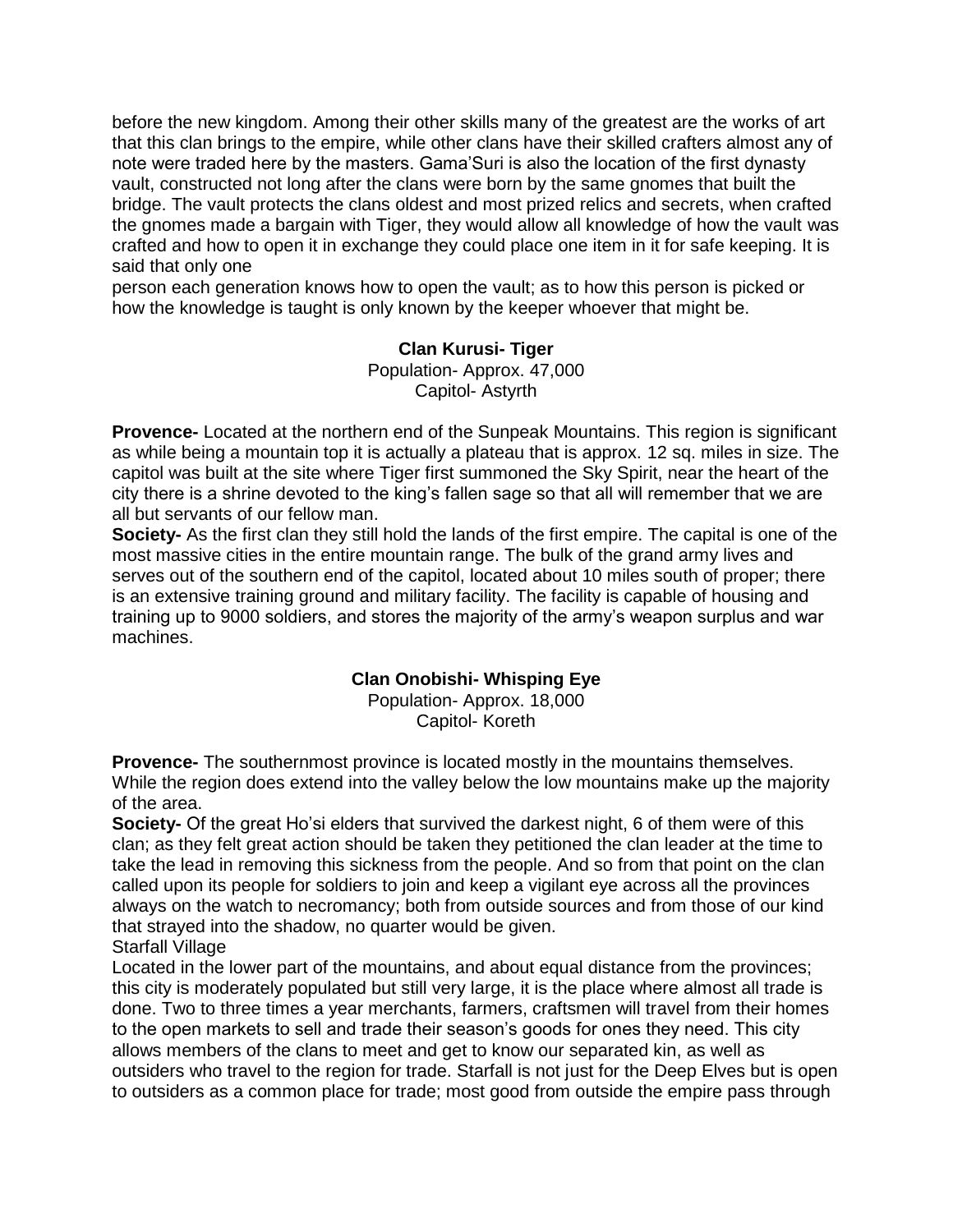before the new kingdom. Among their other skills many of the greatest are the works of art that this clan brings to the empire, while other clans have their skilled crafters almost any of note were traded here by the masters. Gama'Suri is also the location of the first dynasty vault, constructed not long after the clans were born by the same gnomes that built the bridge. The vault protects the clans oldest and most prized relics and secrets, when crafted the gnomes made a bargain with Tiger, they would allow all knowledge of how the vault was crafted and how to open it in exchange they could place one item in it for safe keeping. It is said that only one
person each generation knows how to open the vault; as to how this person is picked or how the knowledge is taught is only known by the keeper whoever that might be.

### Clan Kurusi- Tiger

Population- Approx. 47,000
Capitol- Astyrth

**Provence-** Located at the northern end of the Sunpeak Mountains. This region is significant as while being a mountain top it is actually a plateau that is approx. 12 sq. miles in size. The capitol was built at the site where Tiger first summoned the Sky Spirit, near the heart of the city there is a shrine devoted to the king's fallen sage so that all will remember that we are all but servants of our fellow man.

**Society-** As the first clan they still hold the lands of the first empire. The capital is one of the most massive cities in the entire mountain range. The bulk of the grand army lives and serves out of the southern end of the capitol, located about 10 miles south of proper; there is an extensive training ground and military facility. The facility is capable of housing and training up to 9000 soldiers, and stores the majority of the army's weapon surplus and war machines.

### Clan Onobishi- Whisping Eye

Population- Approx. 18,000
Capitol- Koreth

**Provence-** The southernmost province is located mostly in the mountains themselves. While the region does extend into the valley below the low mountains make up the majority of the area.

**Society-** Of the great Ho'si elders that survived the darkest night, 6 of them were of this clan; as they felt great action should be taken they petitioned the clan leader at the time to take the lead in removing this sickness from the people. And so from that point on the clan called upon its people for soldiers to join and keep a vigilant eye across all the provinces always on the watch to necromancy; both from outside sources and from those of our kind that strayed into the shadow, no quarter would be given.

Starfall Village

Located in the lower part of the mountains, and about equal distance from the provinces; this city is moderately populated but still very large, it is the place where almost all trade is done. Two to three times a year merchants, farmers, craftsmen will travel from their homes to the open markets to sell and trade their season's goods for ones they need. This city allows members of the clans to meet and get to know our separated kin, as well as outsiders who travel to the region for trade. Starfall is not just for the Deep Elves but is open to outsiders as a common place for trade; most good from outside the empire pass through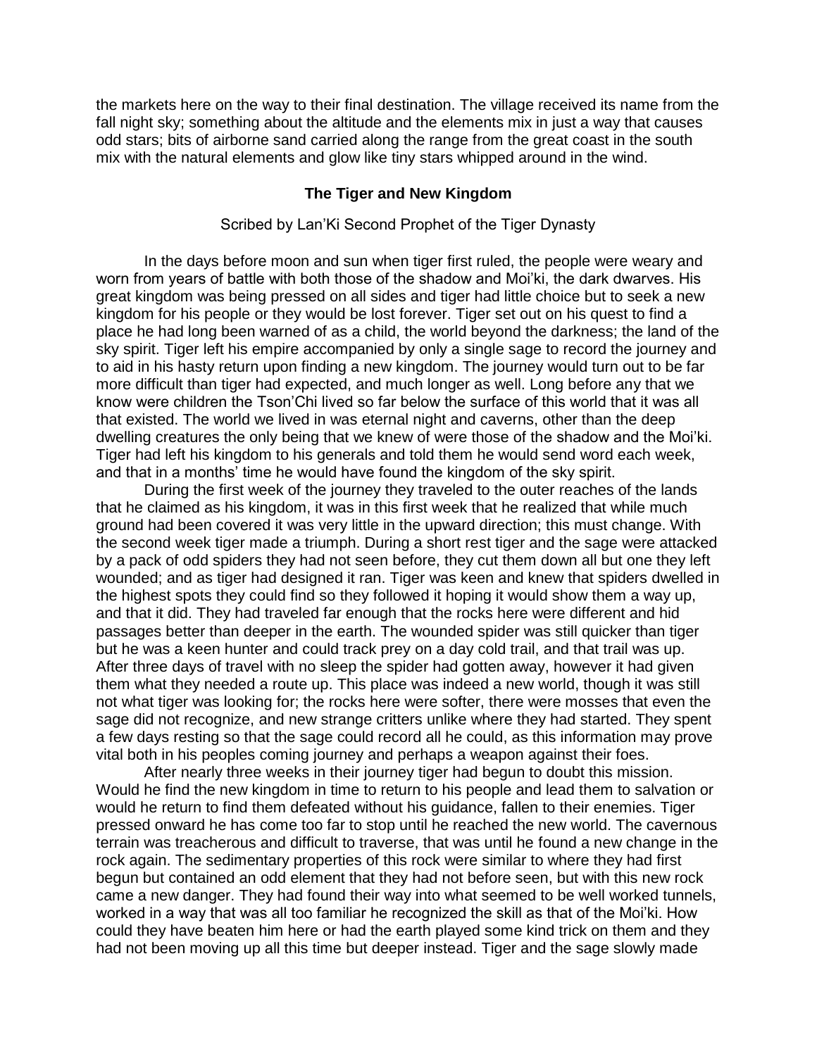the markets here on the way to their final destination. The village received its name from the fall night sky; something about the altitude and the elements mix in just a way that causes odd stars; bits of airborne sand carried along the range from the great coast in the south mix with the natural elements and glow like tiny stars whipped around in the wind.

### The Tiger and New Kingdom

Scribed by Lan'Ki Second Prophet of the Tiger Dynasty

In the days before moon and sun when tiger first ruled, the people were weary and worn from years of battle with both those of the shadow and Moi'ki, the dark dwarves. His great kingdom was being pressed on all sides and tiger had little choice but to seek a new kingdom for his people or they would be lost forever. Tiger set out on his quest to find a place he had long been warned of as a child, the world beyond the darkness; the land of the sky spirit. Tiger left his empire accompanied by only a single sage to record the journey and to aid in his hasty return upon finding a new kingdom. The journey would turn out to be far more difficult than tiger had expected, and much longer as well. Long before any that we know were children the Tson'Chi lived so far below the surface of this world that it was all that existed. The world we lived in was eternal night and caverns, other than the deep dwelling creatures the only being that we knew of were those of the shadow and the Moi'ki. Tiger had left his kingdom to his generals and told them he would send word each week, and that in a months' time he would have found the kingdom of the sky spirit.

During the first week of the journey they traveled to the outer reaches of the lands that he claimed as his kingdom, it was in this first week that he realized that while much ground had been covered it was very little in the upward direction; this must change. With the second week tiger made a triumph. During a short rest tiger and the sage were attacked by a pack of odd spiders they had not seen before, they cut them down all but one they left wounded; and as tiger had designed it ran. Tiger was keen and knew that spiders dwelled in the highest spots they could find so they followed it hoping it would show them a way up, and that it did. They had traveled far enough that the rocks here were different and hid passages better than deeper in the earth. The wounded spider was still quicker than tiger but he was a keen hunter and could track prey on a day cold trail, and that trail was up. After three days of travel with no sleep the spider had gotten away, however it had given them what they needed a route up. This place was indeed a new world, though it was still not what tiger was looking for; the rocks here were softer, there were mosses that even the sage did not recognize, and new strange critters unlike where they had started. They spent a few days resting so that the sage could record all he could, as this information may prove vital both in his peoples coming journey and perhaps a weapon against their foes.

After nearly three weeks in their journey tiger had begun to doubt this mission. Would he find the new kingdom in time to return to his people and lead them to salvation or would he return to find them defeated without his guidance, fallen to their enemies. Tiger pressed onward he has come too far to stop until he reached the new world. The cavernous terrain was treacherous and difficult to traverse, that was until he found a new change in the rock again. The sedimentary properties of this rock were similar to where they had first begun but contained an odd element that they had not before seen, but with this new rock came a new danger. They had found their way into what seemed to be well worked tunnels, worked in a way that was all too familiar he recognized the skill as that of the Moi'ki. How could they have beaten him here or had the earth played some kind trick on them and they had not been moving up all this time but deeper instead. Tiger and the sage slowly made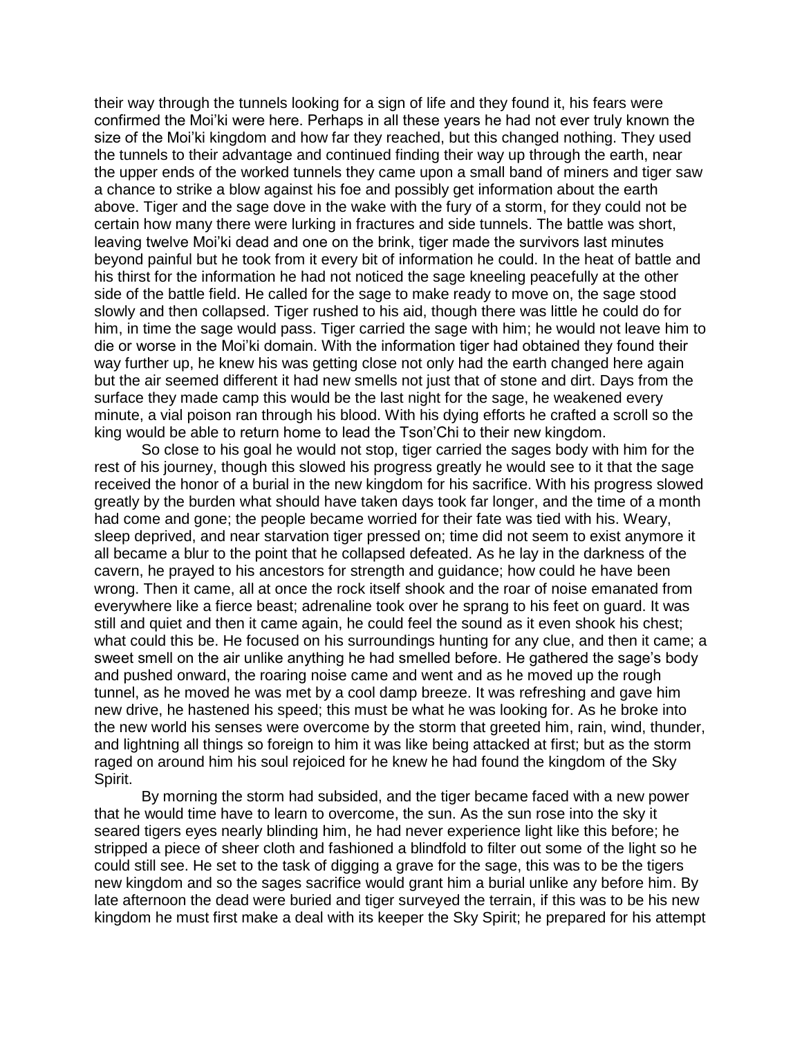their way through the tunnels looking for a sign of life and they found it, his fears were confirmed the Moi'ki were here. Perhaps in all these years he had not ever truly known the size of the Moi'ki kingdom and how far they reached, but this changed nothing. They used the tunnels to their advantage and continued finding their way up through the earth, near the upper ends of the worked tunnels they came upon a small band of miners and tiger saw a chance to strike a blow against his foe and possibly get information about the earth above. Tiger and the sage dove in the wake with the fury of a storm, for they could not be certain how many there were lurking in fractures and side tunnels. The battle was short, leaving twelve Moi'ki dead and one on the brink, tiger made the survivors last minutes beyond painful but he took from it every bit of information he could. In the heat of battle and his thirst for the information he had not noticed the sage kneeling peacefully at the other side of the battle field. He called for the sage to make ready to move on, the sage stood slowly and then collapsed. Tiger rushed to his aid, though there was little he could do for him, in time the sage would pass. Tiger carried the sage with him; he would not leave him to die or worse in the Moi'ki domain. With the information tiger had obtained they found their way further up, he knew his was getting close not only had the earth changed here again but the air seemed different it had new smells not just that of stone and dirt. Days from the surface they made camp this would be the last night for the sage, he weakened every minute, a vial poison ran through his blood. With his dying efforts he crafted a scroll so the king would be able to return home to lead the Tson'Chi to their new kingdom.

So close to his goal he would not stop, tiger carried the sages body with him for the rest of his journey, though this slowed his progress greatly he would see to it that the sage received the honor of a burial in the new kingdom for his sacrifice. With his progress slowed greatly by the burden what should have taken days took far longer, and the time of a month had come and gone; the people became worried for their fate was tied with his. Weary, sleep deprived, and near starvation tiger pressed on; time did not seem to exist anymore it all became a blur to the point that he collapsed defeated. As he lay in the darkness of the cavern, he prayed to his ancestors for strength and guidance; how could he have been wrong. Then it came, all at once the rock itself shook and the roar of noise emanated from everywhere like a fierce beast; adrenaline took over he sprang to his feet on guard. It was still and quiet and then it came again, he could feel the sound as it even shook his chest; what could this be. He focused on his surroundings hunting for any clue, and then it came; a sweet smell on the air unlike anything he had smelled before. He gathered the sage's body and pushed onward, the roaring noise came and went and as he moved up the rough tunnel, as he moved he was met by a cool damp breeze. It was refreshing and gave him new drive, he hastened his speed; this must be what he was looking for. As he broke into the new world his senses were overcome by the storm that greeted him, rain, wind, thunder, and lightning all things so foreign to him it was like being attacked at first; but as the storm raged on around him his soul rejoiced for he knew he had found the kingdom of the Sky Spirit.

By morning the storm had subsided, and the tiger became faced with a new power that he would time have to learn to overcome, the sun. As the sun rose into the sky it seared tigers eyes nearly blinding him, he had never experience light like this before; he stripped a piece of sheer cloth and fashioned a blindfold to filter out some of the light so he could still see. He set to the task of digging a grave for the sage, this was to be the tigers new kingdom and so the sages sacrifice would grant him a burial unlike any before him. By late afternoon the dead were buried and tiger surveyed the terrain, if this was to be his new kingdom he must first make a deal with its keeper the Sky Spirit; he prepared for his attempt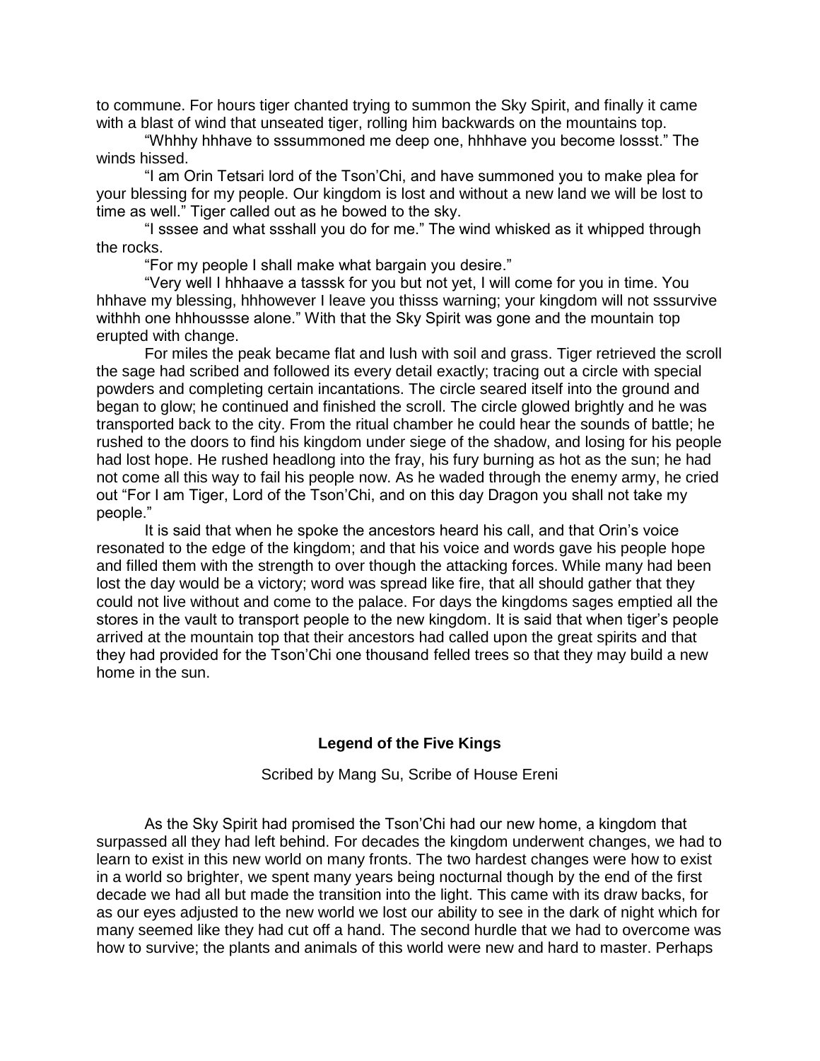to commune. For hours tiger chanted trying to summon the Sky Spirit, and finally it came with a blast of wind that unseated tiger, rolling him backwards on the mountains top.

"Whhhy hhhave to sssummoned me deep one, hhhhave you become lossst." The winds hissed.

"I am Orin Tetsari lord of the Tson'Chi, and have summoned you to make plea for your blessing for my people. Our kingdom is lost and without a new land we will be lost to time as well." Tiger called out as he bowed to the sky.

"I sssee and what ssshall you do for me." The wind whisked as it whipped through the rocks.

"For my people I shall make what bargain you desire."

"Very well I hhhaave a tasssk for you but not yet, I will come for you in time. You hhhave my blessing, hhhowever I leave you thisss warning; your kingdom will not sssurvive withhh one hhhoussse alone." With that the Sky Spirit was gone and the mountain top erupted with change.

For miles the peak became flat and lush with soil and grass. Tiger retrieved the scroll the sage had scribed and followed its every detail exactly; tracing out a circle with special powders and completing certain incantations. The circle seared itself into the ground and began to glow; he continued and finished the scroll. The circle glowed brightly and he was transported back to the city. From the ritual chamber he could hear the sounds of battle; he rushed to the doors to find his kingdom under siege of the shadow, and losing for his people had lost hope. He rushed headlong into the fray, his fury burning as hot as the sun; he had not come all this way to fail his people now. As he waded through the enemy army, he cried out "For I am Tiger, Lord of the Tson'Chi, and on this day Dragon you shall not take my people."

It is said that when he spoke the ancestors heard his call, and that Orin's voice resonated to the edge of the kingdom; and that his voice and words gave his people hope and filled them with the strength to over though the attacking forces. While many had been lost the day would be a victory; word was spread like fire, that all should gather that they could not live without and come to the palace. For days the kingdoms sages emptied all the stores in the vault to transport people to the new kingdom. It is said that when tiger's people arrived at the mountain top that their ancestors had called upon the great spirits and that they had provided for the Tson'Chi one thousand felled trees so that they may build a new home in the sun.

## Legend of the Five Kings

Scribed by Mang Su, Scribe of House Ereni

As the Sky Spirit had promised the Tson'Chi had our new home, a kingdom that surpassed all they had left behind. For decades the kingdom underwent changes, we had to learn to exist in this new world on many fronts. The two hardest changes were how to exist in a world so brighter, we spent many years being nocturnal though by the end of the first decade we had all but made the transition into the light. This came with its draw backs, for as our eyes adjusted to the new world we lost our ability to see in the dark of night which for many seemed like they had cut off a hand. The second hurdle that we had to overcome was how to survive; the plants and animals of this world were new and hard to master. Perhaps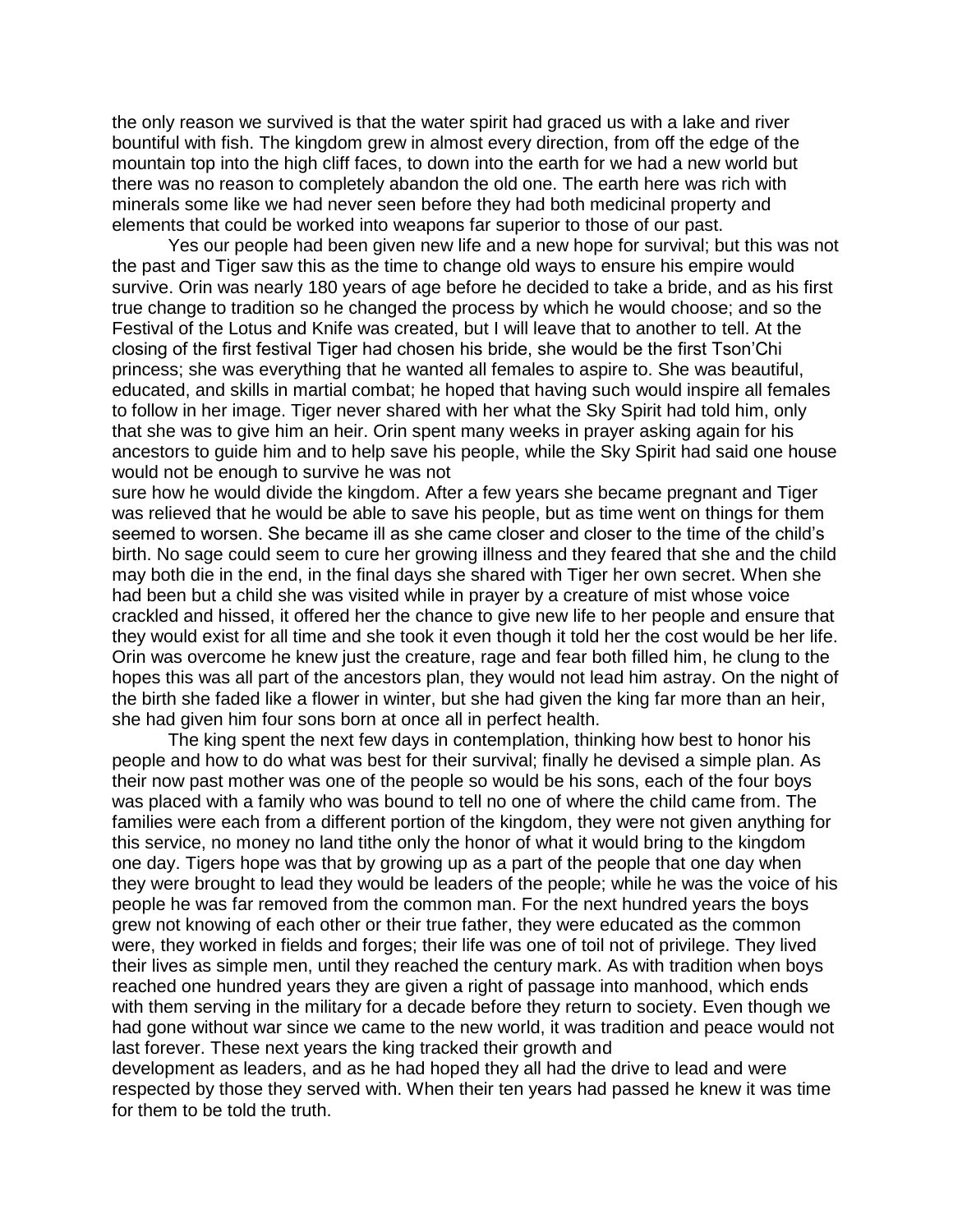the only reason we survived is that the water spirit had graced us with a lake and river bountiful with fish. The kingdom grew in almost every direction, from off the edge of the mountain top into the high cliff faces, to down into the earth for we had a new world but there was no reason to completely abandon the old one. The earth here was rich with minerals some like we had never seen before they had both medicinal property and elements that could be worked into weapons far superior to those of our past.

Yes our people had been given new life and a new hope for survival; but this was not the past and Tiger saw this as the time to change old ways to ensure his empire would survive. Orin was nearly 180 years of age before he decided to take a bride, and as his first true change to tradition so he changed the process by which he would choose; and so the Festival of the Lotus and Knife was created, but I will leave that to another to tell. At the closing of the first festival Tiger had chosen his bride, she would be the first Tson'Chi princess; she was everything that he wanted all females to aspire to. She was beautiful, educated, and skills in martial combat; he hoped that having such would inspire all females to follow in her image. Tiger never shared with her what the Sky Spirit had told him, only that she was to give him an heir. Orin spent many weeks in prayer asking again for his ancestors to guide him and to help save his people, while the Sky Spirit had said one house would not be enough to survive he was not sure how he would divide the kingdom. After a few years she became pregnant and Tiger was relieved that he would be able to save his people, but as time went on things for them seemed to worsen. She became ill as she came closer and closer to the time of the child's birth. No sage could seem to cure her growing illness and they feared that she and the child may both die in the end, in the final days she shared with Tiger her own secret. When she had been but a child she was visited while in prayer by a creature of mist whose voice crackled and hissed, it offered her the chance to give new life to her people and ensure that they would exist for all time and she took it even though it told her the cost would be her life. Orin was overcome he knew just the creature, rage and fear both filled him, he clung to the hopes this was all part of the ancestors plan, they would not lead him astray. On the night of the birth she faded like a flower in winter, but she had given the king far more than an heir, she had given him four sons born at once all in perfect health.

The king spent the next few days in contemplation, thinking how best to honor his people and how to do what was best for their survival; finally he devised a simple plan. As their now past mother was one of the people so would be his sons, each of the four boys was placed with a family who was bound to tell no one of where the child came from. The families were each from a different portion of the kingdom, they were not given anything for this service, no money no land tithe only the honor of what it would bring to the kingdom one day. Tigers hope was that by growing up as a part of the people that one day when they were brought to lead they would be leaders of the people; while he was the voice of his people he was far removed from the common man. For the next hundred years the boys grew not knowing of each other or their true father, they were educated as the common were, they worked in fields and forges; their life was one of toil not of privilege. They lived their lives as simple men, until they reached the century mark. As with tradition when boys reached one hundred years they are given a right of passage into manhood, which ends with them serving in the military for a decade before they return to society. Even though we had gone without war since we came to the new world, it was tradition and peace would not last forever. These next years the king tracked their growth and development as leaders, and as he had hoped they all had the drive to lead and were respected by those they served with. When their ten years had passed he knew it was time for them to be told the truth.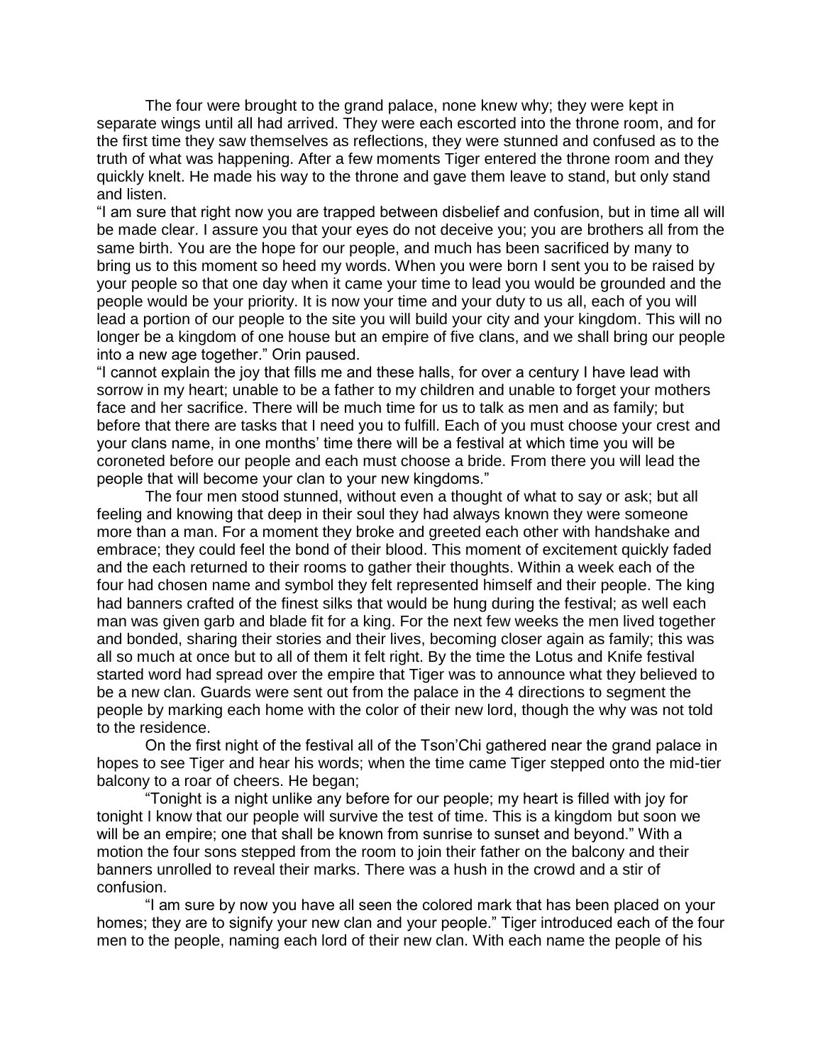The four were brought to the grand palace, none knew why; they were kept in separate wings until all had arrived. They were each escorted into the throne room, and for the first time they saw themselves as reflections, they were stunned and confused as to the truth of what was happening. After a few moments Tiger entered the throne room and they quickly knelt. He made his way to the throne and gave them leave to stand, but only stand and listen.

"I am sure that right now you are trapped between disbelief and confusion, but in time all will be made clear. I assure you that your eyes do not deceive you; you are brothers all from the same birth. You are the hope for our people, and much has been sacrificed by many to bring us to this moment so heed my words. When you were born I sent you to be raised by your people so that one day when it came your time to lead you would be grounded and the people would be your priority. It is now your time and your duty to us all, each of you will lead a portion of our people to the site you will build your city and your kingdom. This will no longer be a kingdom of one house but an empire of five clans, and we shall bring our people into a new age together." Orin paused.

"I cannot explain the joy that fills me and these halls, for over a century I have lead with sorrow in my heart; unable to be a father to my children and unable to forget your mothers face and her sacrifice. There will be much time for us to talk as men and as family; but before that there are tasks that I need you to fulfill. Each of you must choose your crest and your clans name, in one months' time there will be a festival at which time you will be coroneted before our people and each must choose a bride. From there you will lead the people that will become your clan to your new kingdoms."

The four men stood stunned, without even a thought of what to say or ask; but all feeling and knowing that deep in their soul they had always known they were someone more than a man. For a moment they broke and greeted each other with handshake and embrace; they could feel the bond of their blood. This moment of excitement quickly faded and the each returned to their rooms to gather their thoughts. Within a week each of the four had chosen name and symbol they felt represented himself and their people. The king had banners crafted of the finest silks that would be hung during the festival; as well each man was given garb and blade fit for a king. For the next few weeks the men lived together and bonded, sharing their stories and their lives, becoming closer again as family; this was all so much at once but to all of them it felt right. By the time the Lotus and Knife festival started word had spread over the empire that Tiger was to announce what they believed to be a new clan. Guards were sent out from the palace in the 4 directions to segment the people by marking each home with the color of their new lord, though the why was not told to the residence.

On the first night of the festival all of the Tson'Chi gathered near the grand palace in hopes to see Tiger and hear his words; when the time came Tiger stepped onto the mid-tier balcony to a roar of cheers. He began;

"Tonight is a night unlike any before for our people; my heart is filled with joy for tonight I know that our people will survive the test of time. This is a kingdom but soon we will be an empire; one that shall be known from sunrise to sunset and beyond." With a motion the four sons stepped from the room to join their father on the balcony and their banners unrolled to reveal their marks. There was a hush in the crowd and a stir of confusion.

"I am sure by now you have all seen the colored mark that has been placed on your homes; they are to signify your new clan and your people." Tiger introduced each of the four men to the people, naming each lord of their new clan. With each name the people of his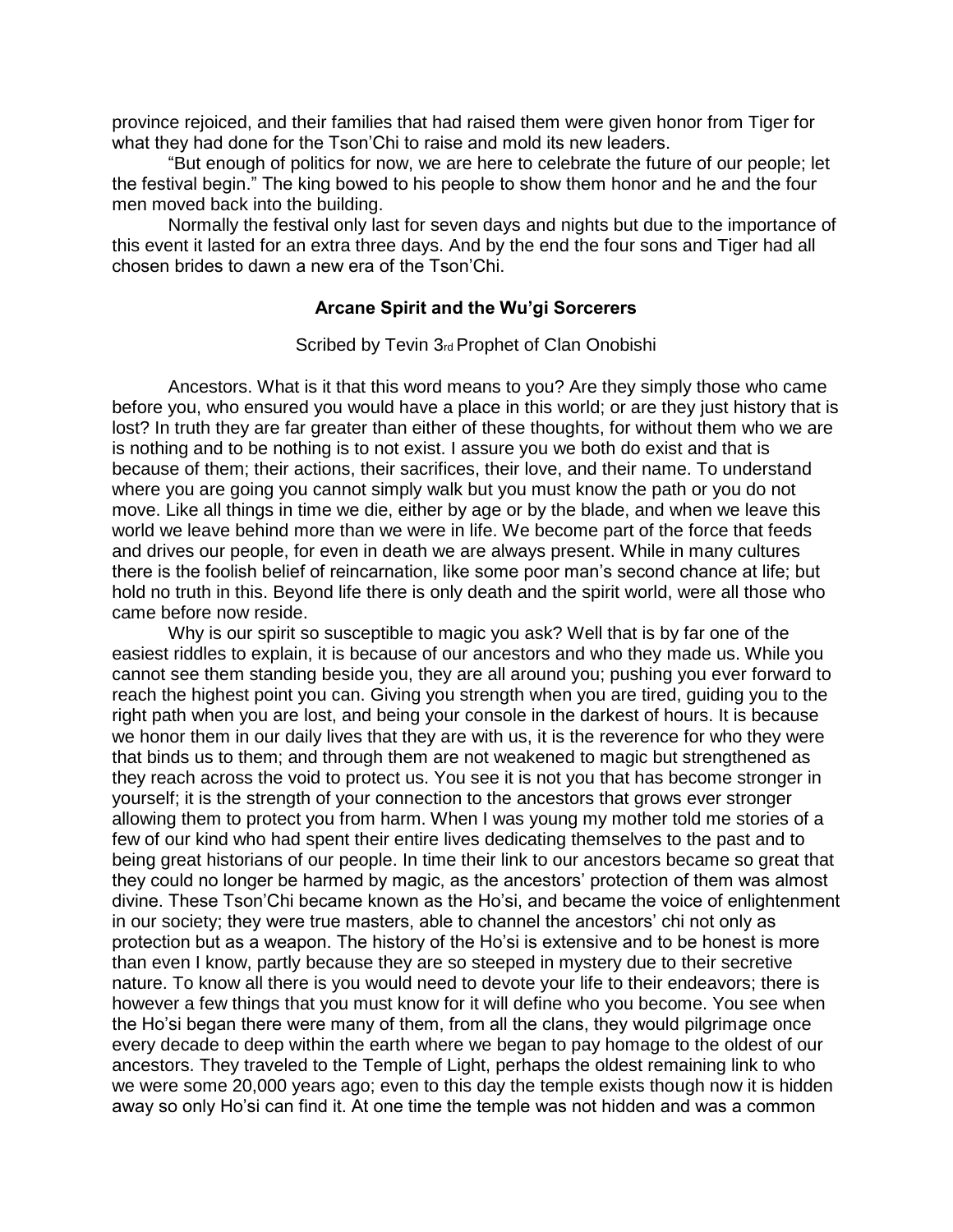province rejoiced, and their families that had raised them were given honor from Tiger for what they had done for the Tson'Chi to raise and mold its new leaders.

"But enough of politics for now, we are here to celebrate the future of our people; let the festival begin." The king bowed to his people to show them honor and he and the four men moved back into the building.

Normally the festival only last for seven days and nights but due to the importance of this event it lasted for an extra three days. And by the end the four sons and Tiger had all chosen brides to dawn a new era of the Tson'Chi.

## Arcane Spirit and the Wu'gi Sorcerers

Scribed by Tevin 3rd Prophet of Clan Onobishi

Ancestors. What is it that this word means to you? Are they simply those who came before you, who ensured you would have a place in this world; or are they just history that is lost? In truth they are far greater than either of these thoughts, for without them who we are is nothing and to be nothing is to not exist. I assure you we both do exist and that is because of them; their actions, their sacrifices, their love, and their name. To understand where you are going you cannot simply walk but you must know the path or you do not move. Like all things in time we die, either by age or by the blade, and when we leave this world we leave behind more than we were in life. We become part of the force that feeds and drives our people, for even in death we are always present. While in many cultures there is the foolish belief of reincarnation, like some poor man's second chance at life; but hold no truth in this. Beyond life there is only death and the spirit world, were all those who came before now reside.

Why is our spirit so susceptible to magic you ask? Well that is by far one of the easiest riddles to explain, it is because of our ancestors and who they made us. While you cannot see them standing beside you, they are all around you; pushing you ever forward to reach the highest point you can. Giving you strength when you are tired, guiding you to the right path when you are lost, and being your console in the darkest of hours. It is because we honor them in our daily lives that they are with us, it is the reverence for who they were that binds us to them; and through them are not weakened to magic but strengthened as they reach across the void to protect us. You see it is not you that has become stronger in yourself; it is the strength of your connection to the ancestors that grows ever stronger allowing them to protect you from harm. When I was young my mother told me stories of a few of our kind who had spent their entire lives dedicating themselves to the past and to being great historians of our people. In time their link to our ancestors became so great that they could no longer be harmed by magic, as the ancestors' protection of them was almost divine. These Tson'Chi became known as the Ho'si, and became the voice of enlightenment in our society; they were true masters, able to channel the ancestors' chi not only as protection but as a weapon. The history of the Ho'si is extensive and to be honest is more than even I know, partly because they are so steeped in mystery due to their secretive nature. To know all there is you would need to devote your life to their endeavors; there is however a few things that you must know for it will define who you become. You see when the Ho'si began there were many of them, from all the clans, they would pilgrimage once every decade to deep within the earth where we began to pay homage to the oldest of our ancestors. They traveled to the Temple of Light, perhaps the oldest remaining link to who we were some 20,000 years ago; even to this day the temple exists though now it is hidden away so only Ho'si can find it. At one time the temple was not hidden and was a common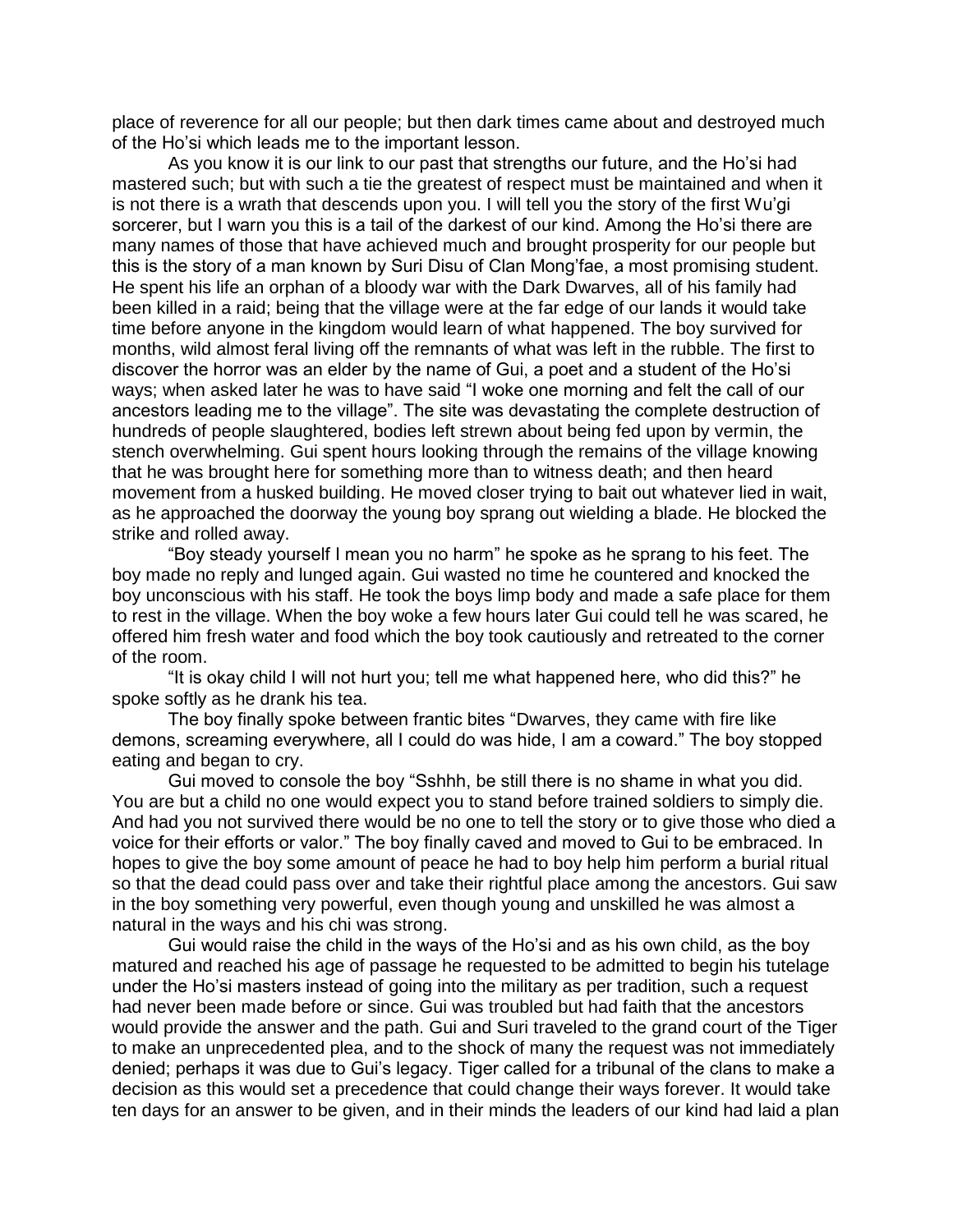place of reverence for all our people; but then dark times came about and destroyed much of the Ho'si which leads me to the important lesson.

As you know it is our link to our past that strengths our future, and the Ho'si had mastered such; but with such a tie the greatest of respect must be maintained and when it is not there is a wrath that descends upon you. I will tell you the story of the first Wu'gi sorcerer, but I warn you this is a tail of the darkest of our kind. Among the Ho'si there are many names of those that have achieved much and brought prosperity for our people but this is the story of a man known by Suri Disu of Clan Mong'fae, a most promising student. He spent his life an orphan of a bloody war with the Dark Dwarves, all of his family had been killed in a raid; being that the village were at the far edge of our lands it would take time before anyone in the kingdom would learn of what happened. The boy survived for months, wild almost feral living off the remnants of what was left in the rubble. The first to discover the horror was an elder by the name of Gui, a poet and a student of the Ho'si ways; when asked later he was to have said "I woke one morning and felt the call of our ancestors leading me to the village". The site was devastating the complete destruction of hundreds of people slaughtered, bodies left strewn about being fed upon by vermin, the stench overwhelming. Gui spent hours looking through the remains of the village knowing that he was brought here for something more than to witness death; and then heard movement from a husked building. He moved closer trying to bait out whatever lied in wait, as he approached the doorway the young boy sprang out wielding a blade. He blocked the strike and rolled away.

"Boy steady yourself I mean you no harm" he spoke as he sprang to his feet. The boy made no reply and lunged again. Gui wasted no time he countered and knocked the boy unconscious with his staff. He took the boys limp body and made a safe place for them to rest in the village. When the boy woke a few hours later Gui could tell he was scared, he offered him fresh water and food which the boy took cautiously and retreated to the corner of the room.

"It is okay child I will not hurt you; tell me what happened here, who did this?" he spoke softly as he drank his tea.

The boy finally spoke between frantic bites "Dwarves, they came with fire like demons, screaming everywhere, all I could do was hide, I am a coward." The boy stopped eating and began to cry.

Gui moved to console the boy "Sshhh, be still there is no shame in what you did. You are but a child no one would expect you to stand before trained soldiers to simply die. And had you not survived there would be no one to tell the story or to give those who died a voice for their efforts or valor." The boy finally caved and moved to Gui to be embraced. In hopes to give the boy some amount of peace he had to boy help him perform a burial ritual so that the dead could pass over and take their rightful place among the ancestors. Gui saw in the boy something very powerful, even though young and unskilled he was almost a natural in the ways and his chi was strong.

Gui would raise the child in the ways of the Ho'si and as his own child, as the boy matured and reached his age of passage he requested to be admitted to begin his tutelage under the Ho'si masters instead of going into the military as per tradition, such a request had never been made before or since. Gui was troubled but had faith that the ancestors would provide the answer and the path. Gui and Suri traveled to the grand court of the Tiger to make an unprecedented plea, and to the shock of many the request was not immediately denied; perhaps it was due to Gui's legacy. Tiger called for a tribunal of the clans to make a decision as this would set a precedence that could change their ways forever. It would take ten days for an answer to be given, and in their minds the leaders of our kind had laid a plan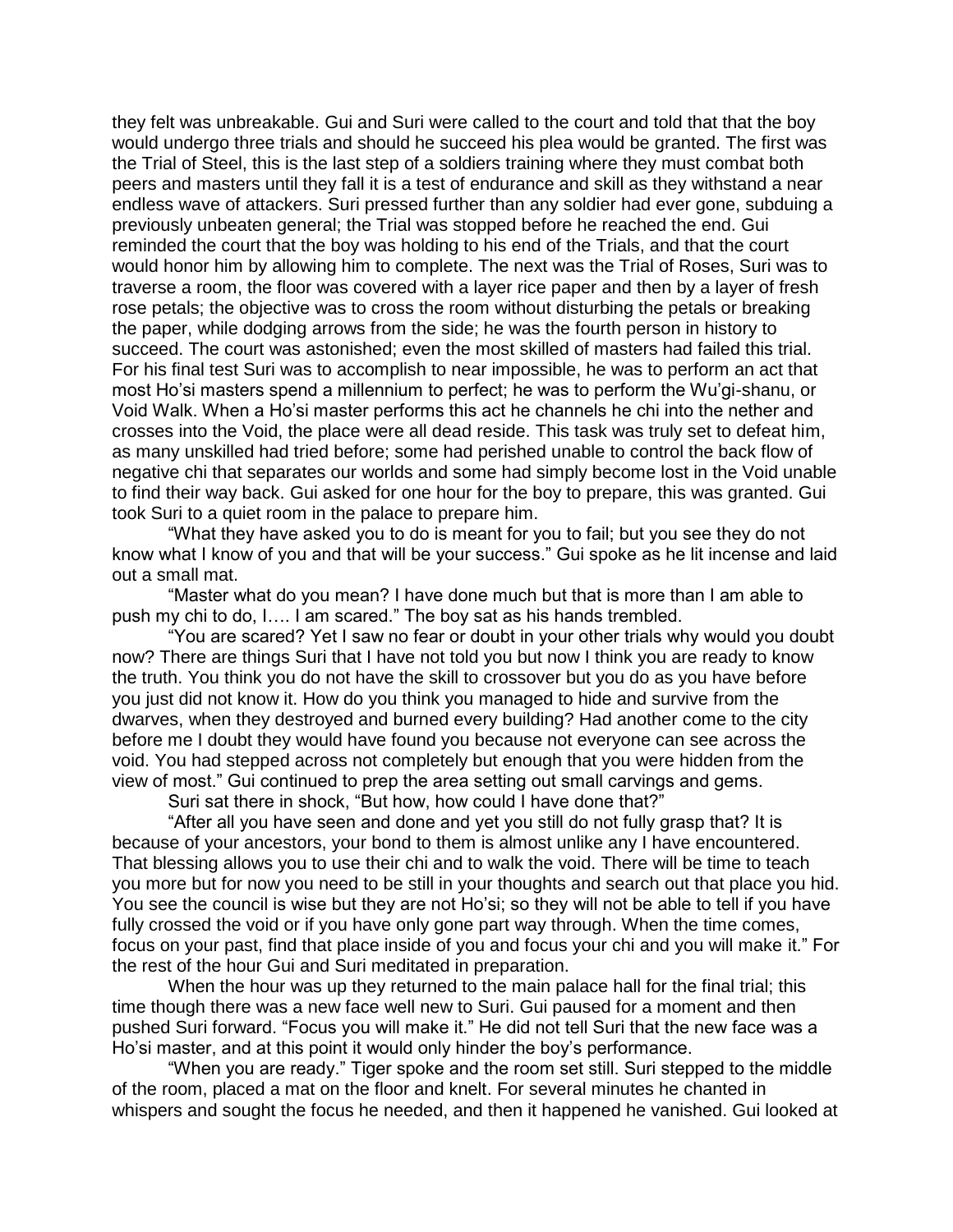they felt was unbreakable. Gui and Suri were called to the court and told that that the boy would undergo three trials and should he succeed his plea would be granted. The first was the Trial of Steel, this is the last step of a soldiers training where they must combat both peers and masters until they fall it is a test of endurance and skill as they withstand a near endless wave of attackers. Suri pressed further than any soldier had ever gone, subduing a previously unbeaten general; the Trial was stopped before he reached the end. Gui reminded the court that the boy was holding to his end of the Trials, and that the court would honor him by allowing him to complete. The next was the Trial of Roses, Suri was to traverse a room, the floor was covered with a layer rice paper and then by a layer of fresh rose petals; the objective was to cross the room without disturbing the petals or breaking the paper, while dodging arrows from the side; he was the fourth person in history to succeed. The court was astonished; even the most skilled of masters had failed this trial. For his final test Suri was to accomplish to near impossible, he was to perform an act that most Ho'si masters spend a millennium to perfect; he was to perform the Wu'gi-shanu, or Void Walk. When a Ho'si master performs this act he channels he chi into the nether and crosses into the Void, the place were all dead reside. This task was truly set to defeat him, as many unskilled had tried before; some had perished unable to control the back flow of negative chi that separates our worlds and some had simply become lost in the Void unable to find their way back. Gui asked for one hour for the boy to prepare, this was granted. Gui took Suri to a quiet room in the palace to prepare him.

"What they have asked you to do is meant for you to fail; but you see they do not know what I know of you and that will be your success." Gui spoke as he lit incense and laid out a small mat.

"Master what do you mean? I have done much but that is more than I am able to push my chi to do, I…. I am scared." The boy sat as his hands trembled.

"You are scared? Yet I saw no fear or doubt in your other trials why would you doubt now? There are things Suri that I have not told you but now I think you are ready to know the truth. You think you do not have the skill to crossover but you do as you have before you just did not know it. How do you think you managed to hide and survive from the dwarves, when they destroyed and burned every building? Had another come to the city before me I doubt they would have found you because not everyone can see across the void. You had stepped across not completely but enough that you were hidden from the view of most." Gui continued to prep the area setting out small carvings and gems.

Suri sat there in shock, "But how, how could I have done that?"

"After all you have seen and done and yet you still do not fully grasp that? It is because of your ancestors, your bond to them is almost unlike any I have encountered. That blessing allows you to use their chi and to walk the void. There will be time to teach you more but for now you need to be still in your thoughts and search out that place you hid. You see the council is wise but they are not Ho'si; so they will not be able to tell if you have fully crossed the void or if you have only gone part way through. When the time comes, focus on your past, find that place inside of you and focus your chi and you will make it." For the rest of the hour Gui and Suri meditated in preparation.

When the hour was up they returned to the main palace hall for the final trial; this time though there was a new face well new to Suri. Gui paused for a moment and then pushed Suri forward. "Focus you will make it." He did not tell Suri that the new face was a Ho'si master, and at this point it would only hinder the boy's performance.

"When you are ready." Tiger spoke and the room set still. Suri stepped to the middle of the room, placed a mat on the floor and knelt. For several minutes he chanted in whispers and sought the focus he needed, and then it happened he vanished. Gui looked at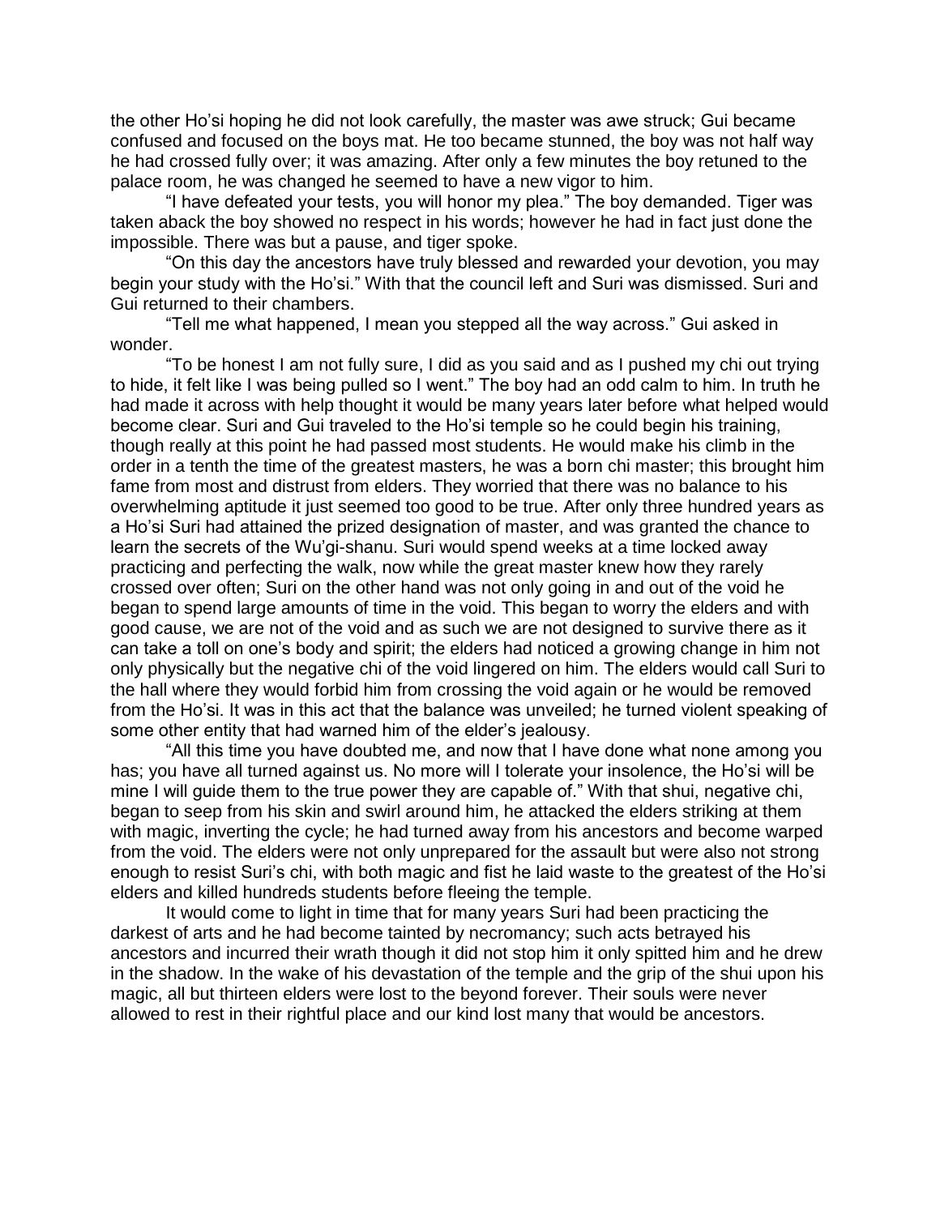the other Ho'si hoping he did not look carefully, the master was awe struck; Gui became confused and focused on the boys mat. He too became stunned, the boy was not half way he had crossed fully over; it was amazing. After only a few minutes the boy retuned to the palace room, he was changed he seemed to have a new vigor to him.

"I have defeated your tests, you will honor my plea." The boy demanded. Tiger was taken aback the boy showed no respect in his words; however he had in fact just done the impossible. There was but a pause, and tiger spoke.

"On this day the ancestors have truly blessed and rewarded your devotion, you may begin your study with the Ho'si." With that the council left and Suri was dismissed. Suri and Gui returned to their chambers.

"Tell me what happened, I mean you stepped all the way across." Gui asked in wonder.

"To be honest I am not fully sure, I did as you said and as I pushed my chi out trying to hide, it felt like I was being pulled so I went." The boy had an odd calm to him. In truth he had made it across with help thought it would be many years later before what helped would become clear. Suri and Gui traveled to the Ho'si temple so he could begin his training, though really at this point he had passed most students. He would make his climb in the order in a tenth the time of the greatest masters, he was a born chi master; this brought him fame from most and distrust from elders. They worried that there was no balance to his overwhelming aptitude it just seemed too good to be true. After only three hundred years as a Ho'si Suri had attained the prized designation of master, and was granted the chance to learn the secrets of the Wu'gi-shanu. Suri would spend weeks at a time locked away practicing and perfecting the walk, now while the great master knew how they rarely crossed over often; Suri on the other hand was not only going in and out of the void he began to spend large amounts of time in the void. This began to worry the elders and with good cause, we are not of the void and as such we are not designed to survive there as it can take a toll on one's body and spirit; the elders had noticed a growing change in him not only physically but the negative chi of the void lingered on him. The elders would call Suri to the hall where they would forbid him from crossing the void again or he would be removed from the Ho'si. It was in this act that the balance was unveiled; he turned violent speaking of some other entity that had warned him of the elder's jealousy.

"All this time you have doubted me, and now that I have done what none among you has; you have all turned against us. No more will I tolerate your insolence, the Ho'si will be mine I will guide them to the true power they are capable of." With that shui, negative chi, began to seep from his skin and swirl around him, he attacked the elders striking at them with magic, inverting the cycle; he had turned away from his ancestors and become warped from the void. The elders were not only unprepared for the assault but were also not strong enough to resist Suri's chi, with both magic and fist he laid waste to the greatest of the Ho'si elders and killed hundreds students before fleeing the temple.

It would come to light in time that for many years Suri had been practicing the darkest of arts and he had become tainted by necromancy; such acts betrayed his ancestors and incurred their wrath though it did not stop him it only spitted him and he drew in the shadow. In the wake of his devastation of the temple and the grip of the shui upon his magic, all but thirteen elders were lost to the beyond forever. Their souls were never allowed to rest in their rightful place and our kind lost many that would be ancestors.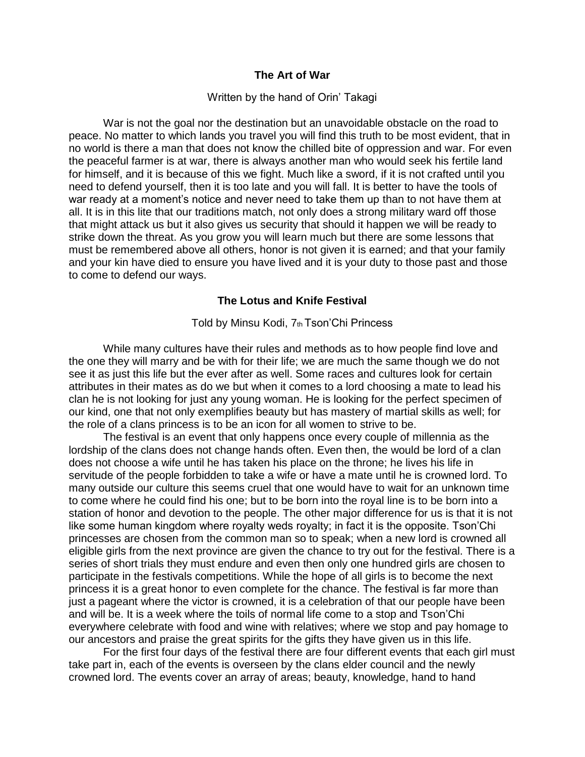## The Art of War

Written by the hand of Orin' Takagi

War is not the goal nor the destination but an unavoidable obstacle on the road to peace. No matter to which lands you travel you will find this truth to be most evident, that in no world is there a man that does not know the chilled bite of oppression and war. For even the peaceful farmer is at war, there is always another man who would seek his fertile land for himself, and it is because of this we fight. Much like a sword, if it is not crafted until you need to defend yourself, then it is too late and you will fall. It is better to have the tools of war ready at a moment's notice and never need to take them up than to not have them at all. It is in this lite that our traditions match, not only does a strong military ward off those that might attack us but it also gives us security that should it happen we will be ready to strike down the threat. As you grow you will learn much but there are some lessons that must be remembered above all others, honor is not given it is earned; and that your family and your kin have died to ensure you have lived and it is your duty to those past and those to come to defend our ways.

## The Lotus and Knife Festival

Told by Minsu Kodi, 7th Tson'Chi Princess

While many cultures have their rules and methods as to how people find love and the one they will marry and be with for their life; we are much the same though we do not see it as just this life but the ever after as well. Some races and cultures look for certain attributes in their mates as do we but when it comes to a lord choosing a mate to lead his clan he is not looking for just any young woman. He is looking for the perfect specimen of our kind, one that not only exemplifies beauty but has mastery of martial skills as well; for the role of a clans princess is to be an icon for all women to strive to be.

The festival is an event that only happens once every couple of millennia as the lordship of the clans does not change hands often. Even then, the would be lord of a clan does not choose a wife until he has taken his place on the throne; he lives his life in servitude of the people forbidden to take a wife or have a mate until he is crowned lord. To many outside our culture this seems cruel that one would have to wait for an unknown time to come where he could find his one; but to be born into the royal line is to be born into a station of honor and devotion to the people. The other major difference for us is that it is not like some human kingdom where royalty weds royalty; in fact it is the opposite. Tson'Chi princesses are chosen from the common man so to speak; when a new lord is crowned all eligible girls from the next province are given the chance to try out for the festival. There is a series of short trials they must endure and even then only one hundred girls are chosen to participate in the festivals competitions. While the hope of all girls is to become the next princess it is a great honor to even complete for the chance. The festival is far more than just a pageant where the victor is crowned, it is a celebration of that our people have been and will be. It is a week where the toils of normal life come to a stop and Tson'Chi everywhere celebrate with food and wine with relatives; where we stop and pay homage to our ancestors and praise the great spirits for the gifts they have given us in this life.

For the first four days of the festival there are four different events that each girl must take part in, each of the events is overseen by the clans elder council and the newly crowned lord. The events cover an array of areas; beauty, knowledge, hand to hand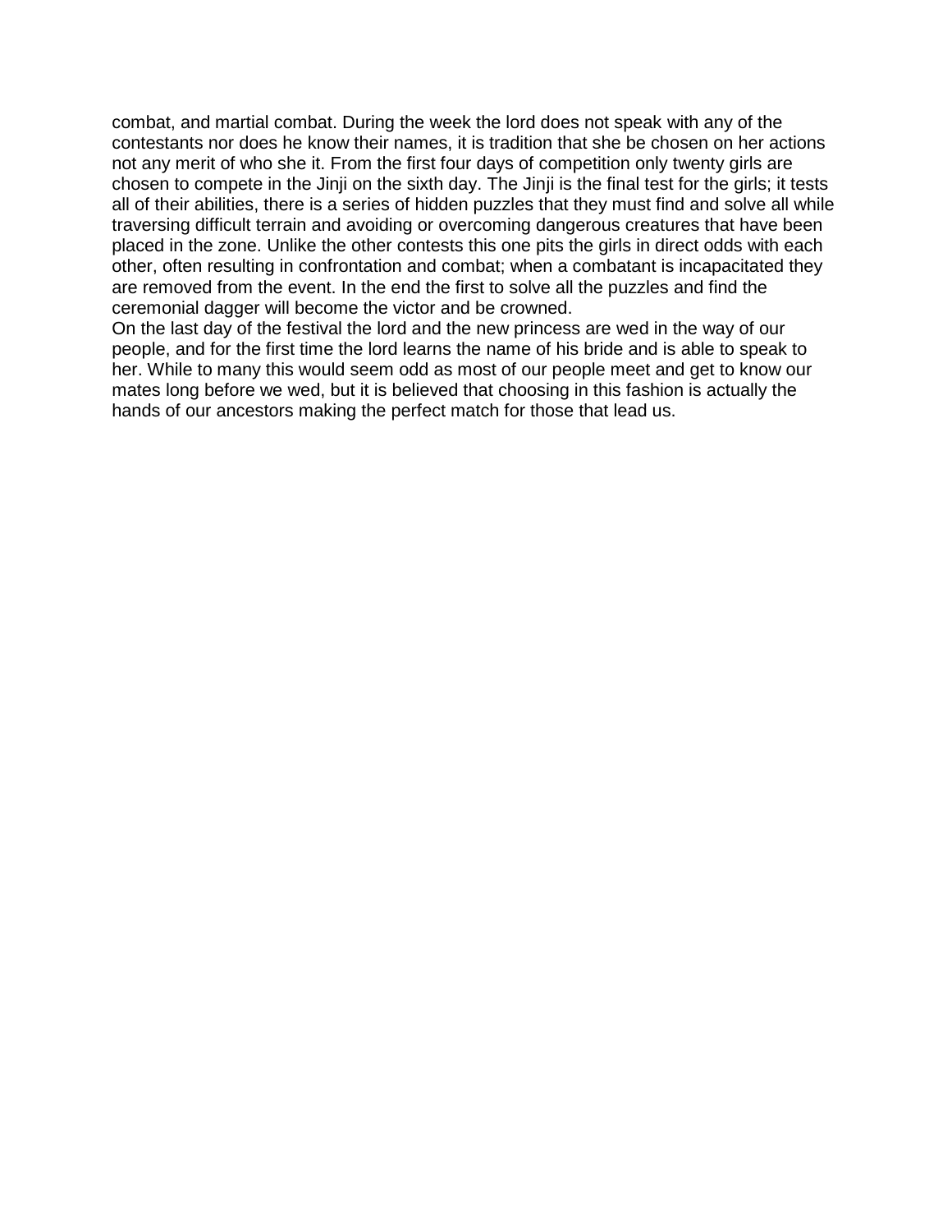combat, and martial combat. During the week the lord does not speak with any of the contestants nor does he know their names, it is tradition that she be chosen on her actions not any merit of who she it. From the first four days of competition only twenty girls are chosen to compete in the Jinji on the sixth day. The Jinji is the final test for the girls; it tests all of their abilities, there is a series of hidden puzzles that they must find and solve all while traversing difficult terrain and avoiding or overcoming dangerous creatures that have been placed in the zone. Unlike the other contests this one pits the girls in direct odds with each other, often resulting in confrontation and combat; when a combatant is incapacitated they are removed from the event. In the end the first to solve all the puzzles and find the ceremonial dagger will become the victor and be crowned.

On the last day of the festival the lord and the new princess are wed in the way of our people, and for the first time the lord learns the name of his bride and is able to speak to her. While to many this would seem odd as most of our people meet and get to know our mates long before we wed, but it is believed that choosing in this fashion is actually the hands of our ancestors making the perfect match for those that lead us.